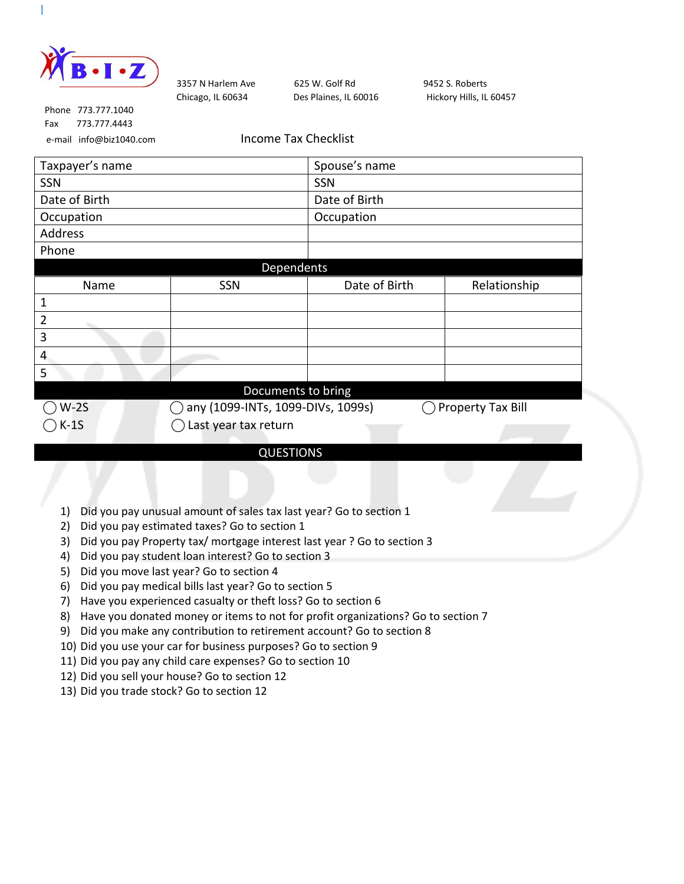B•I•Z

3357 N Harlem Ave
Chicago, IL 60634

625 W. Golf Rd
Des Plaines, IL 60016

9452 S. Roberts
Hickory Hills, IL 60457

Phone 773.777.1040
Fax 773.777.4443
e-mail info@biz1040.com

## Income Tax Checklist

| Taxpayer's name | Spouse's name |
|---|---|
| SSN | SSN |
| Date of Birth | Date of Birth |
| Occupation | Occupation |
| Address | |
| Phone | |

### Dependents

| Name | SSN | Date of Birth | Relationship |
|---|---|---|---|
| 1 | | | |
| 2 | | | |
| 3 | | | |
| 4 | | | |
| 5 | | | |

### Documents to bring

- ◯ W-2S
- ◯ K-1S
- ◯ any (1099-INTs, 1099-DIVs, 1099s)
- ◯ Last year tax return
- ◯ Property Tax Bill

### QUESTIONS

1) Did you pay unusual amount of sales tax last year? Go to section 1
2) Did you pay estimated taxes? Go to section 1
3) Did you pay Property tax/ mortgage interest last year ? Go to section 3
4) Did you pay student loan interest? Go to section 3
5) Did you move last year? Go to section 4
6) Did you pay medical bills last year? Go to section 5
7) Have you experienced casualty or theft loss? Go to section 6
8) Have you donated money or items to not for profit organizations? Go to section 7
9) Did you make any contribution to retirement account? Go to section 8
10) Did you use your car for business purposes? Go to section 9
11) Did you pay any child care expenses? Go to section 10
12) Did you sell your house? Go to section 12
13) Did you trade stock? Go to section 12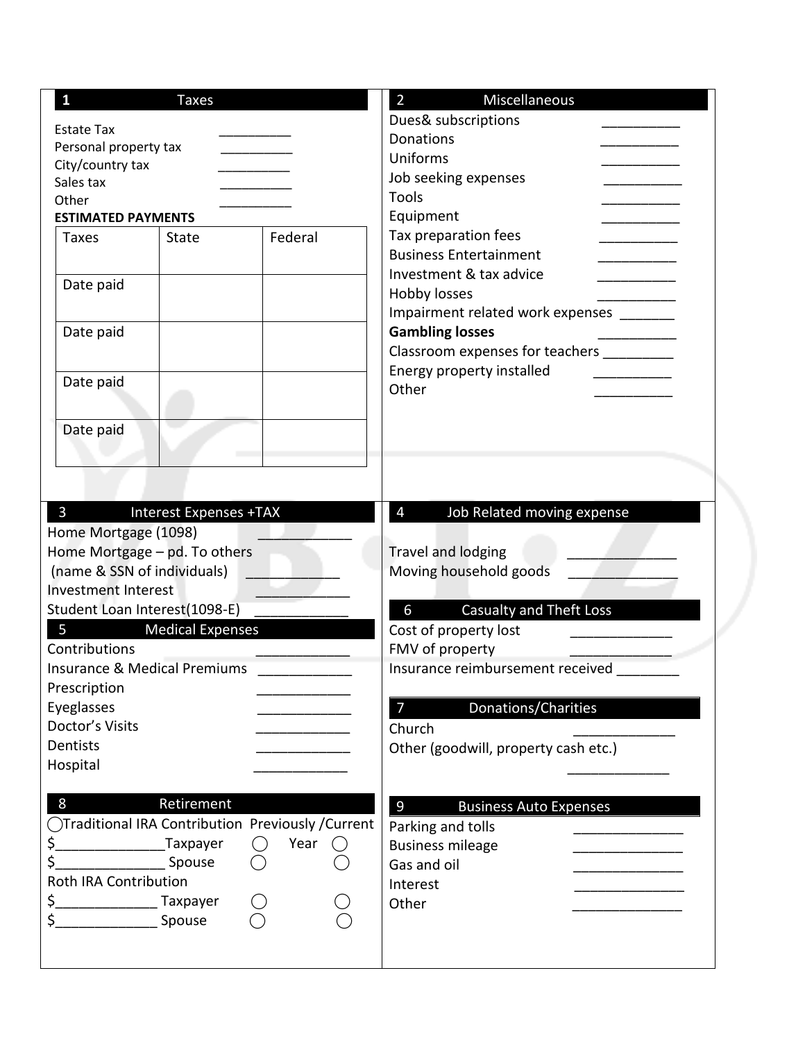## 1 Taxes

Estate Tax __________
Personal property tax __________
City/country tax __________
Sales tax __________
Other __________

**ESTIMATED PAYMENTS**

| Taxes | State | Federal |
|---|---|---|
| Date paid | | |
| Date paid | | |
| Date paid | | |
| Date paid | | |

## 2 Miscellaneous

Dues& subscriptions __________
Donations __________
Uniforms __________
Job seeking expenses __________
Tools __________
Equipment __________
Tax preparation fees __________
Business Entertainment __________
Investment & tax advice __________
Hobby losses __________
Impairment related work expenses _______
**Gambling losses** __________
Classroom expenses for teachers _________
Energy property installed __________
Other __________

## 3 Interest Expenses +TAX

Home Mortgage (1098) ____________
Home Mortgage – pd. To others
(name & SSN of individuals) ____________
Investment Interest ____________
Student Loan Interest(1098-E) ____________

## 4 Job Related moving expense

Travel and lodging ______________
Moving household goods ______________

## 5 Medical Expenses

Contributions ____________
Insurance & Medical Premiums ____________
Prescription ____________
Eyeglasses ____________
Doctor's Visits ____________
Dentists ____________
Hospital ____________

## 6 Casualty and Theft Loss

Cost of property lost _____________
FMV of property _____________
Insurance reimbursement received ________

## 7 Donations/Charities

Church _____________
Other (goodwill, property cash etc.) _____________

## 8 Retirement

◯Traditional IRA Contribution Previously /Current Year

$______________Taxpayer ◯ ◯
$______________ Spouse ◯ ◯

Roth IRA Contribution

$_____________ Taxpayer ◯ ◯
$_____________ Spouse ◯ ◯

## 9 Business Auto Expenses

Parking and tolls ______________
Business mileage ______________
Gas and oil ______________
Interest ______________
Other ______________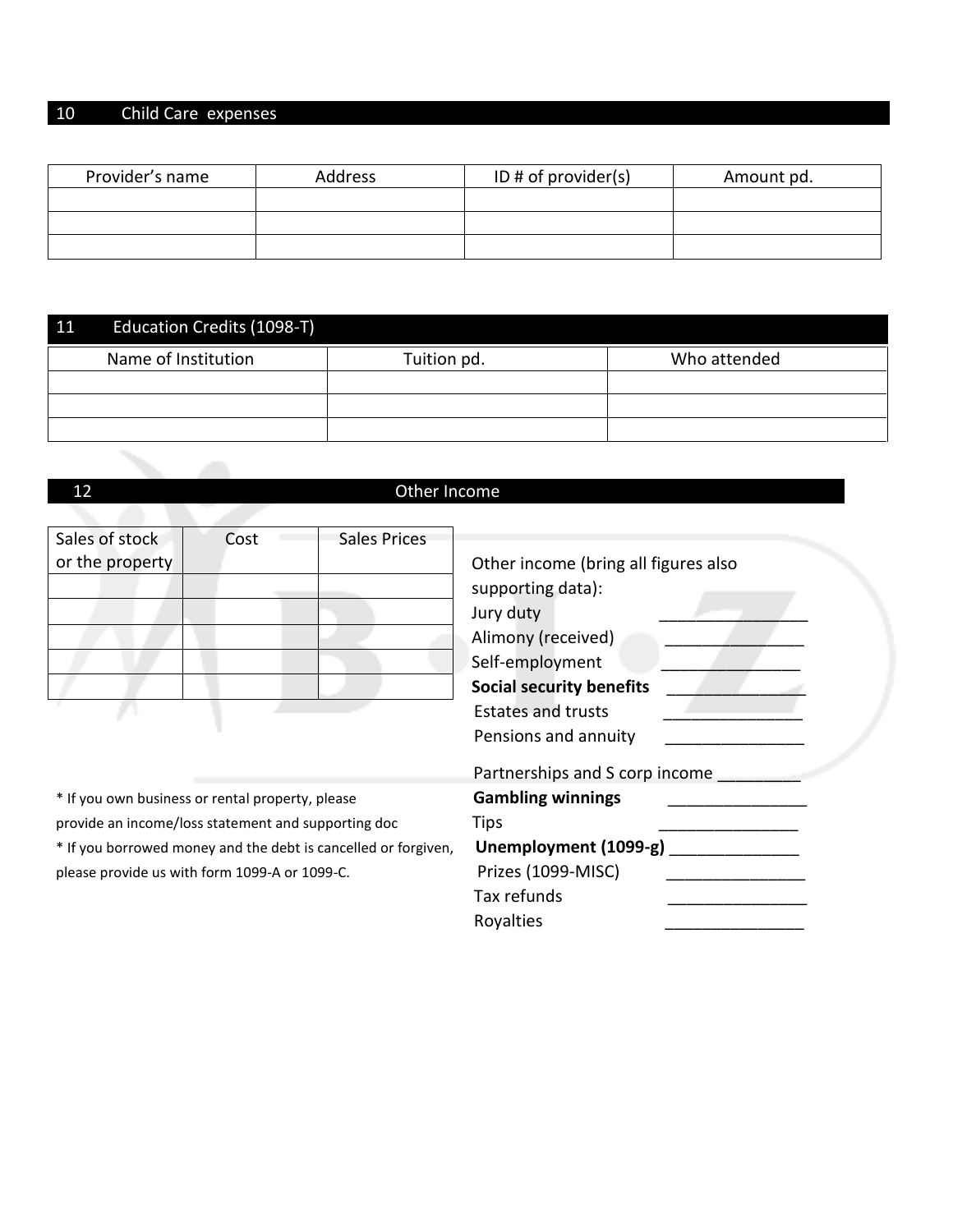## 10 Child Care expenses

| Provider's name | Address | ID # of provider(s) | Amount pd. |
| --- | --- | --- | --- |
| | | | |
| | | | |
| | | | |

## 11 Education Credits (1098-T)

| Name of Institution | Tuition pd. | Who attended |
| --- | --- | --- |
| | | |
| | | |
| | | |

## 12 Other Income

| Sales of stock or the property | Cost | Sales Prices |
| --- | --- | --- |
| | | |
| | | |
| | | |
| | | |
| | | |

Other income (bring all figures also supporting data):

Jury duty _______________

Alimony (received) _______________

Self-employment _______________

**Social security benefits** _______________

Estates and trusts _______________

Pensions and annuity _______________

Partnerships and S corp income _________

**Gambling winnings** _______________

Tips _______________

**Unemployment (1099-g)** _______________

Prizes (1099-MISC) _______________

Tax refunds _______________

Royalties _______________

* If you own business or rental property, please provide an income/loss statement and supporting doc

* If you borrowed money and the debt is cancelled or forgiven, please provide us with form 1099-A or 1099-C.